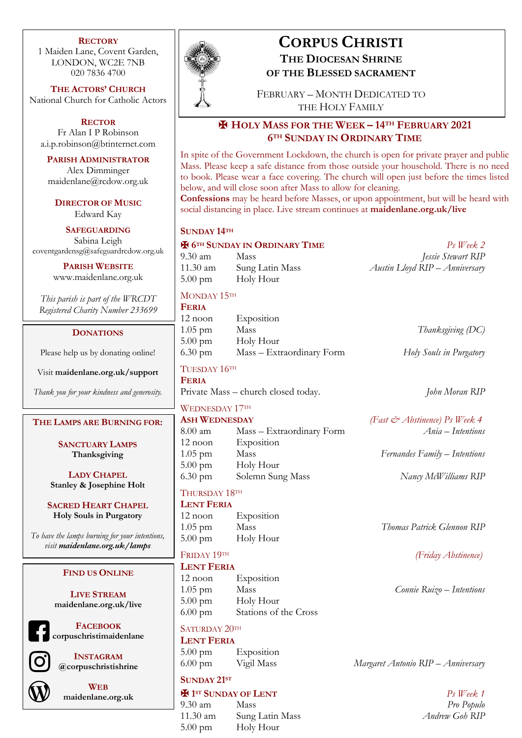# Corpus Christi

## The Diocesan Shrine of the Blessed Sacrament

February – Month Dedicated to the Holy Family

## ✠ Holy Mass for the Week – 14th February 2021
## 6th Sunday in Ordinary Time

In spite of the Government Lockdown, the church is open for private prayer and public Mass. Please keep a safe distance from those outside your household. There is no need to book. Please wear a face covering. The church will open just before the times listed below, and will close soon after Mass to allow for cleaning.

**Confessions** may be heard before Masses, or upon appointment, but will be heard with social distancing in place. Live stream continues at **maidenlane.org.uk/live**

### Sunday 14th

**✠ 6th Sunday in Ordinary Time** — *Ps Week 2*

| | | |
|---|---|---|
| 9.30 am | Mass | *Jessie Stewart RIP* |
| 11.30 am | Sung Latin Mass | *Austin Lloyd RIP – Anniversary* |
| 5.00 pm | Holy Hour | |

### Monday 15th

**Feria**

| | | |
|---|---|---|
| 12 noon | Exposition | |
| 1.05 pm | Mass | *Thanksgiving (DC)* |
| 5.00 pm | Holy Hour | |
| 6.30 pm | Mass – Extraordinary Form | *Holy Souls in Purgatory* |

### Tuesday 16th

**Feria**

Private Mass – church closed today. — *John Moran RIP*

### Wednesday 17th

**Ash Wednesday** — *(Fast & Abstinence) Ps Week 4*

| | | |
|---|---|---|
| 8.00 am | Mass – Extraordinary Form | *Ania – Intentions* |
| 12 noon | Exposition | |
| 1.05 pm | Mass | *Fernandes Family – Intentions* |
| 5.00 pm | Holy Hour | |
| 6.30 pm | Solemn Sung Mass | *Nancy McWilliams RIP* |

### Thursday 18th

**Lent Feria**

| | | |
|---|---|---|
| 12 noon | Exposition | |
| 1.05 pm | Mass | *Thomas Patrick Glennon RIP* |
| 5.00 pm | Holy Hour | |

### Friday 19th — *(Friday Abstinence)*

**Lent Feria**

| | | |
|---|---|---|
| 12 noon | Exposition | |
| 1.05 pm | Mass | *Connie Ruizo – Intentions* |
| 5.00 pm | Holy Hour | |
| 6.00 pm | Stations of the Cross | |

### Saturday 20th

**Lent Feria**

| | | |
|---|---|---|
| 5.00 pm | Exposition | |
| 6.00 pm | Vigil Mass | *Margaret Antonio RIP – Anniversary* |

### Sunday 21st

**✠ 1st Sunday of Lent** — *Ps Week 1*

| | | |
|---|---|---|
| 9.30 am | Mass | *Pro Populo* |
| 11.30 am | Sung Latin Mass | *Andrew Goh RIP* |
| 5.00 pm | Holy Hour | |

---

**Rectory**
1 Maiden Lane, Covent Garden,
LONDON, WC2E 7NB
020 7836 4700

**The Actors' Church**
National Church for Catholic Actors

**Rector**
Fr Alan I P Robinson
a.i.p.robinson@btinternet.com

**Parish Administrator**
Alex Dimminger
maidenlane@rcdow.org.uk

**Director of Music**
Edward Kay

**Safeguarding**
Sabina Leigh
coventgardensg@safeguardrcdow.org.uk

**Parish Website**
www.maidenlane.org.uk

*This parish is part of the WRCDT Registered Charity Number 233699*

---

**Donations**

Please help us by donating online!

Visit **maidenlane.org.uk/support**

*Thank you for your kindness and generosity.*

---

**The Lamps are Burning for:**

**Sanctuary Lamps**
**Thanksgiving**

**Lady Chapel**
**Stanley & Josephine Holt**

**Sacred Heart Chapel**
**Holy Souls in Purgatory**

*To have the lamps burning for your intentions, visit **maidenlane.org.uk/lamps***

---

**Find us Online**

**Live Stream**
**maidenlane.org.uk/live**

**Facebook**
**corpuschristimaidenlane**

**Instagram**
**@corpuschristishrine**

**Web**
**maidenlane.org.uk**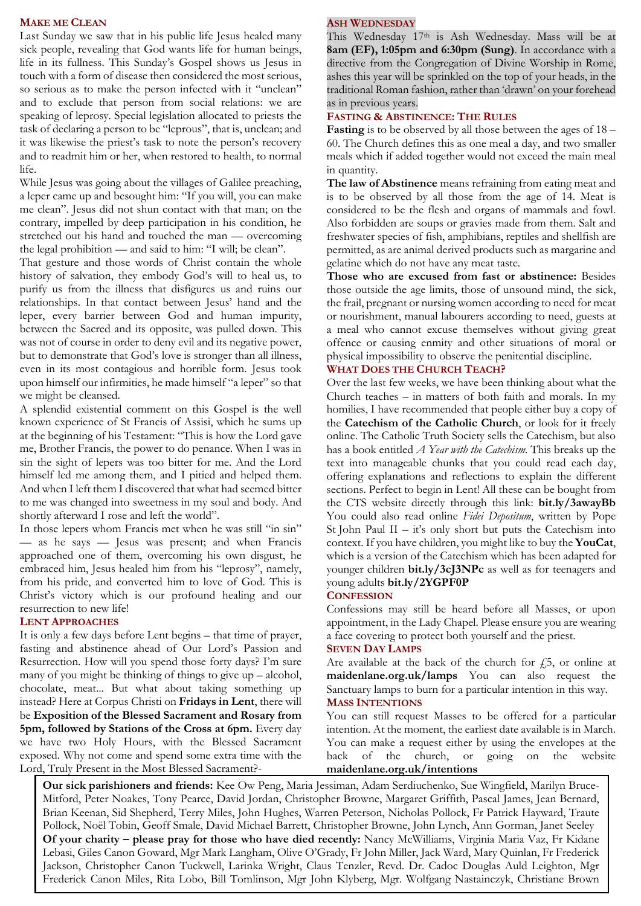## Make me Clean

Last Sunday we saw that in his public life Jesus healed many sick people, revealing that God wants life for human beings, life in its fullness. This Sunday's Gospel shows us Jesus in touch with a form of disease then considered the most serious, so serious as to make the person infected with it "unclean" and to exclude that person from social relations: we are speaking of leprosy. Special legislation allocated to priests the task of declaring a person to be "leprous", that is, unclean; and it was likewise the priest's task to note the person's recovery and to readmit him or her, when restored to health, to normal life.

While Jesus was going about the villages of Galilee preaching, a leper came up and besought him: "If you will, you can make me clean". Jesus did not shun contact with that man; on the contrary, impelled by deep participation in his condition, he stretched out his hand and touched the man — overcoming the legal prohibition — and said to him: "I will; be clean".

That gesture and those words of Christ contain the whole history of salvation, they embody God's will to heal us, to purify us from the illness that disfigures us and ruins our relationships. In that contact between Jesus' hand and the leper, every barrier between God and human impurity, between the Sacred and its opposite, was pulled down. This was not of course in order to deny evil and its negative power, but to demonstrate that God's love is stronger than all illness, even in its most contagious and horrible form. Jesus took upon himself our infirmities, he made himself "a leper" so that we might be cleansed.

A splendid existential comment on this Gospel is the well known experience of St Francis of Assisi, which he sums up at the beginning of his Testament: "This is how the Lord gave me, Brother Francis, the power to do penance. When I was in sin the sight of lepers was too bitter for me. And the Lord himself led me among them, and I pitied and helped them. And when I left them I discovered that what had seemed bitter to me was changed into sweetness in my soul and body. And shortly afterward I rose and left the world".

In those lepers whom Francis met when he was still "in sin" — as he says — Jesus was present; and when Francis approached one of them, overcoming his own disgust, he embraced him, Jesus healed him from his "leprosy", namely, from his pride, and converted him to love of God. This is Christ's victory which is our profound healing and our resurrection to new life!

## Lent Approaches

It is only a few days before Lent begins – that time of prayer, fasting and abstinence ahead of Our Lord's Passion and Resurrection. How will you spend those forty days? I'm sure many of you might be thinking of things to give up – alcohol, chocolate, meat... But what about taking something up instead? Here at Corpus Christi on **Fridays in Lent**, there will be **Exposition of the Blessed Sacrament and Rosary from 5pm, followed by Stations of the Cross at 6pm.** Every day we have two Holy Hours, with the Blessed Sacrament exposed. Why not come and spend some extra time with the Lord, Truly Present in the Most Blessed Sacrament?-

## Ash Wednesday

This Wednesday 17th is Ash Wednesday. Mass will be at **8am (EF), 1:05pm and 6:30pm (Sung)**. In accordance with a directive from the Congregation of Divine Worship in Rome, ashes this year will be sprinkled on the top of your heads, in the traditional Roman fashion, rather than 'drawn' on your forehead as in previous years.

## Fasting & Abstinence: The Rules

**Fasting** is to be observed by all those between the ages of 18 – 60. The Church defines this as one meal a day, and two smaller meals which if added together would not exceed the main meal in quantity.

**The law of Abstinence** means refraining from eating meat and is to be observed by all those from the age of 14. Meat is considered to be the flesh and organs of mammals and fowl. Also forbidden are soups or gravies made from them. Salt and freshwater species of fish, amphibians, reptiles and shellfish are permitted, as are animal derived products such as margarine and gelatine which do not have any meat taste.

**Those who are excused from fast or abstinence:** Besides those outside the age limits, those of unsound mind, the sick, the frail, pregnant or nursing women according to need for meat or nourishment, manual labourers according to need, guests at a meal who cannot excuse themselves without giving great offence or causing enmity and other situations of moral or physical impossibility to observe the penitential discipline.

## What Does the Church Teach?

Over the last few weeks, we have been thinking about what the Church teaches – in matters of both faith and morals. In my homilies, I have recommended that people either buy a copy of the **Catechism of the Catholic Church**, or look for it freely online. The Catholic Truth Society sells the Catechism, but also has a book entitled *A Year with the Catechism.* This breaks up the text into manageable chunks that you could read each day, offering explanations and reflections to explain the different sections. Perfect to begin in Lent! All these can be bought from the CTS website directly through this link: **bit.ly/3awayBb** You could also read online *Fidei Depositum*, written by Pope St John Paul II – it's only short but puts the Catechism into context. If you have children, you might like to buy the **YouCat**, which is a version of the Catechism which has been adapted for younger children **bit.ly/3cJ3NPc** as well as for teenagers and young adults **bit.ly/2YGPF0P**

## Confession

Confessions may still be heard before all Masses, or upon appointment, in the Lady Chapel. Please ensure you are wearing a face covering to protect both yourself and the priest.

## Seven Day Lamps

Are available at the back of the church for £5, or online at **maidenlane.org.uk/lamps** You can also request the Sanctuary lamps to burn for a particular intention in this way.

## Mass Intentions

You can still request Masses to be offered for a particular intention. At the moment, the earliest date available is in March. You can make a request either by using the envelopes at the back of the church, or going on the website **maidenlane.org.uk/intentions**

**Our sick parishioners and friends:** Kee Ow Peng, Maria Jessiman, Adam Serdiuchenko, Sue Wingfield, Marilyn Bruce-Mitford, Peter Noakes, Tony Pearce, David Jordan, Christopher Browne, Margaret Griffith, Pascal James, Jean Bernard, Brian Keenan, Sid Shepherd, Terry Miles, John Hughes, Warren Peterson, Nicholas Pollock, Fr Patrick Hayward, Traute Pollock, Noël Tobin, Geoff Smale, David Michael Barrett, Christopher Browne, John Lynch, Ann Gorman, Janet Seeley

**Of your charity – please pray for those who have died recently:** Nancy McWilliams, Virginia Maria Vaz, Fr Kidane Lebasi, Giles Canon Goward, Mgr Mark Langham, Olive O'Grady, Fr John Miller, Jack Ward, Mary Quinlan, Fr Frederick Jackson, Christopher Canon Tuckwell, Larinka Wright, Claus Tenzler, Revd. Dr. Cadoc Douglas Auld Leighton, Mgr Frederick Canon Miles, Rita Lobo, Bill Tomlinson, Mgr John Klyberg, Mgr. Wolfgang Nastainczyk, Christiane Brown